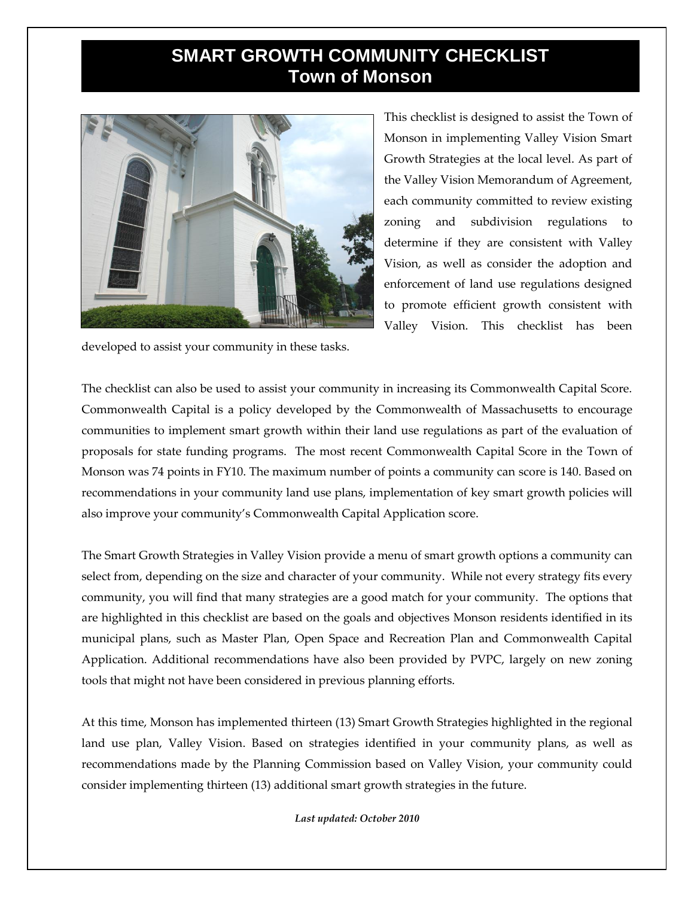# SMART GROWTH COMMUNITY CHECKLIST
## Town of Monson

This checklist is designed to assist the Town of Monson in implementing Valley Vision Smart Growth Strategies at the local level. As part of the Valley Vision Memorandum of Agreement, each community committed to review existing zoning and subdivision regulations to determine if they are consistent with Valley Vision, as well as consider the adoption and enforcement of land use regulations designed to promote efficient growth consistent with Valley Vision. This checklist has been developed to assist your community in these tasks.

The checklist can also be used to assist your community in increasing its Commonwealth Capital Score. Commonwealth Capital is a policy developed by the Commonwealth of Massachusetts to encourage communities to implement smart growth within their land use regulations as part of the evaluation of proposals for state funding programs. The most recent Commonwealth Capital Score in the Town of Monson was 74 points in FY10. The maximum number of points a community can score is 140. Based on recommendations in your community land use plans, implementation of key smart growth policies will also improve your community's Commonwealth Capital Application score.

The Smart Growth Strategies in Valley Vision provide a menu of smart growth options a community can select from, depending on the size and character of your community. While not every strategy fits every community, you will find that many strategies are a good match for your community. The options that are highlighted in this checklist are based on the goals and objectives Monson residents identified in its municipal plans, such as Master Plan, Open Space and Recreation Plan and Commonwealth Capital Application. Additional recommendations have also been provided by PVPC, largely on new zoning tools that might not have been considered in previous planning efforts.

At this time, Monson has implemented thirteen (13) Smart Growth Strategies highlighted in the regional land use plan, Valley Vision. Based on strategies identified in your community plans, as well as recommendations made by the Planning Commission based on Valley Vision, your community could consider implementing thirteen (13) additional smart growth strategies in the future.

***Last updated: October 2010***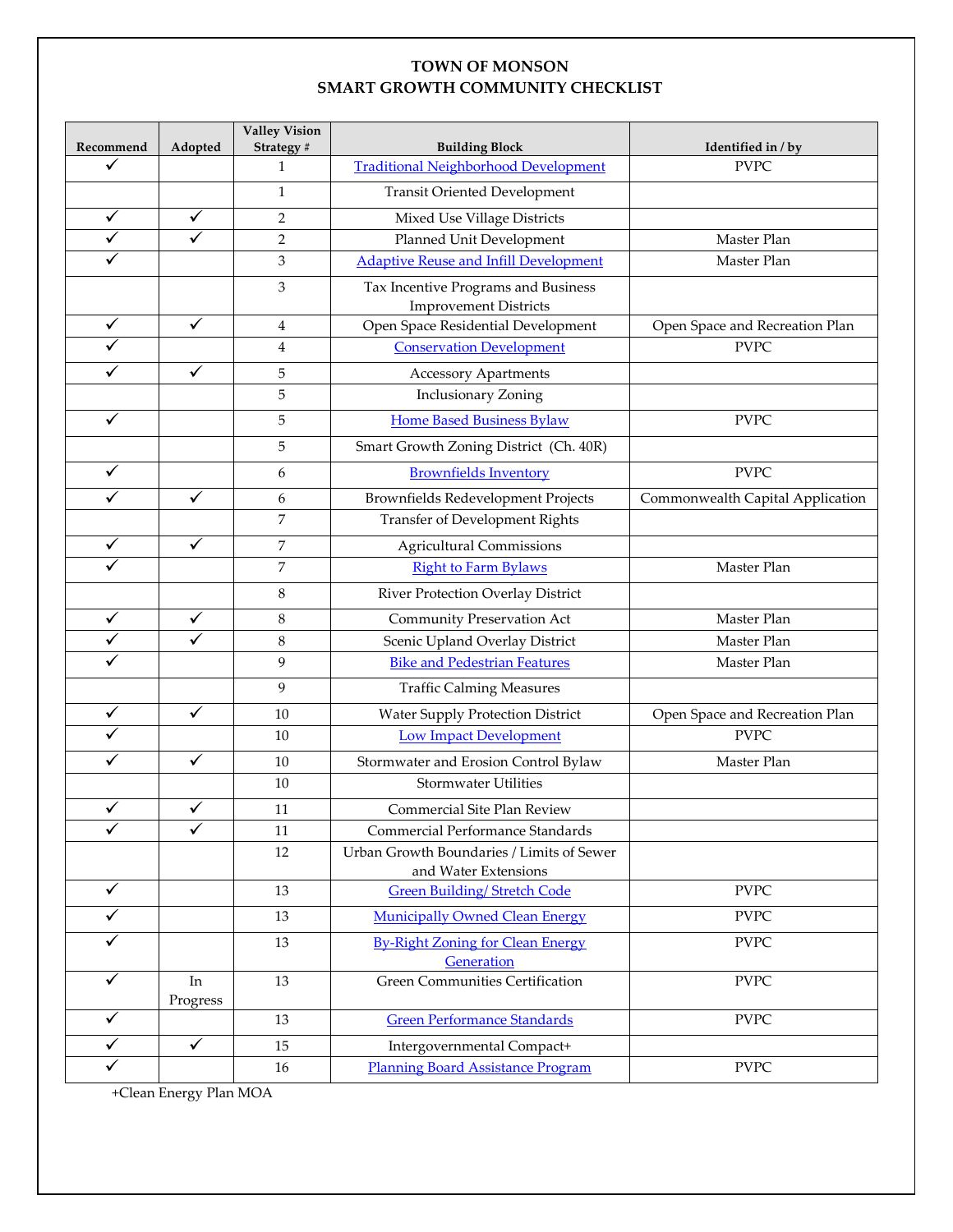**TOWN OF MONSON**
**SMART GROWTH COMMUNITY CHECKLIST**

| Recommend | Adopted | Valley Vision Strategy # | Building Block | Identified in / by |
|---|---|---|---|---|
| ✓ | | 1 | Traditional Neighborhood Development | PVPC |
| | | 1 | Transit Oriented Development | |
| ✓ | ✓ | 2 | Mixed Use Village Districts | |
| ✓ | ✓ | 2 | Planned Unit Development | Master Plan |
| ✓ | | 3 | Adaptive Reuse and Infill Development | Master Plan |
| | | 3 | Tax Incentive Programs and Business Improvement Districts | |
| ✓ | ✓ | 4 | Open Space Residential Development | Open Space and Recreation Plan |
| ✓ | | 4 | Conservation Development | PVPC |
| ✓ | ✓ | 5 | Accessory Apartments | |
| | | 5 | Inclusionary Zoning | |
| ✓ | | 5 | Home Based Business Bylaw | PVPC |
| | | 5 | Smart Growth Zoning District (Ch. 40R) | |
| ✓ | | 6 | Brownfields Inventory | PVPC |
| ✓ | ✓ | 6 | Brownfields Redevelopment Projects | Commonwealth Capital Application |
| | | 7 | Transfer of Development Rights | |
| ✓ | ✓ | 7 | Agricultural Commissions | |
| ✓ | | 7 | Right to Farm Bylaws | Master Plan |
| | | 8 | River Protection Overlay District | |
| ✓ | ✓ | 8 | Community Preservation Act | Master Plan |
| ✓ | ✓ | 8 | Scenic Upland Overlay District | Master Plan |
| ✓ | | 9 | Bike and Pedestrian Features | Master Plan |
| | | 9 | Traffic Calming Measures | |
| ✓ | ✓ | 10 | Water Supply Protection District | Open Space and Recreation Plan |
| ✓ | | 10 | Low Impact Development | PVPC |
| ✓ | ✓ | 10 | Stormwater and Erosion Control Bylaw | Master Plan |
| | | 10 | Stormwater Utilities | |
| ✓ | ✓ | 11 | Commercial Site Plan Review | |
| ✓ | ✓ | 11 | Commercial Performance Standards | |
| | | 12 | Urban Growth Boundaries / Limits of Sewer and Water Extensions | |
| ✓ | | 13 | Green Building/ Stretch Code | PVPC |
| ✓ | | 13 | Municipally Owned Clean Energy | PVPC |
| ✓ | | 13 | By-Right Zoning for Clean Energy Generation | PVPC |
| ✓ | In Progress | 13 | Green Communities Certification | PVPC |
| ✓ | | 13 | Green Performance Standards | PVPC |
| ✓ | ✓ | 15 | Intergovernmental Compact+ | |
| ✓ | | 16 | Planning Board Assistance Program | PVPC |

+Clean Energy Plan MOA